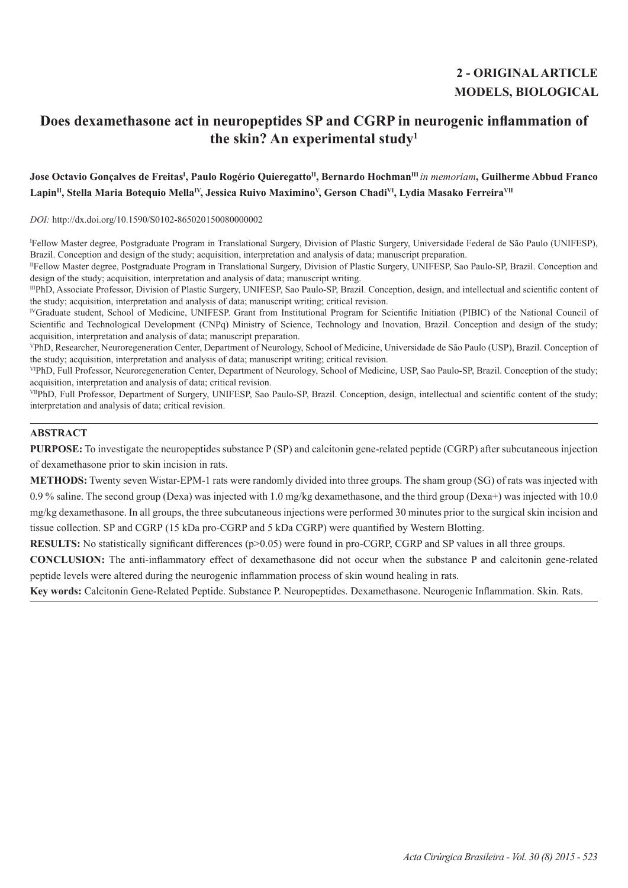**2 - ORIGINAL ARTICLE**
**MODELS, BIOLOGICAL**

# Does dexamethasone act in neuropeptides SP and CGRP in neurogenic inflammation of the skin? An experimental study[1]

**Jose Octavio Gonçalves de Freitas[I], Paulo Rogério Quieregatto[II], Bernardo Hochman[III]** ***in memoriam*****, Guilherme Abbud Franco Lapin[II], Stella Maria Botequio Mella[IV], Jessica Ruivo Maximino[V], Gerson Chadi[VI], Lydia Masako Ferreira[VII]**

*DOI:* http://dx.doi.org/10.1590/S0102-865020150080000002

[I]Fellow Master degree, Postgraduate Program in Translational Surgery, Division of Plastic Surgery, Universidade Federal de São Paulo (UNIFESP), Brazil. Conception and design of the study; acquisition, interpretation and analysis of data; manuscript preparation.

[II]Fellow Master degree, Postgraduate Program in Translational Surgery, Division of Plastic Surgery, UNIFESP, Sao Paulo-SP, Brazil. Conception and design of the study; acquisition, interpretation and analysis of data; manuscript writing.

[III]PhD, Associate Professor, Division of Plastic Surgery, UNIFESP, Sao Paulo-SP, Brazil. Conception, design, and intellectual and scientific content of the study; acquisition, interpretation and analysis of data; manuscript writing; critical revision.

[IV]Graduate student, School of Medicine, UNIFESP. Grant from Institutional Program for Scientific Initiation (PIBIC) of the National Council of Scientific and Technological Development (CNPq) Ministry of Science, Technology and Inovation, Brazil. Conception and design of the study; acquisition, interpretation and analysis of data; manuscript preparation.

[V]PhD, Researcher, Neuroregeneration Center, Department of Neurology, School of Medicine, Universidade de São Paulo (USP), Brazil. Conception of the study; acquisition, interpretation and analysis of data; manuscript writing; critical revision.

[VI]PhD, Full Professor, Neuroregeneration Center, Department of Neurology, School of Medicine, USP, Sao Paulo-SP, Brazil. Conception of the study; acquisition, interpretation and analysis of data; critical revision.

[VII]PhD, Full Professor, Department of Surgery, UNIFESP, Sao Paulo-SP, Brazil. Conception, design, intellectual and scientific content of the study; interpretation and analysis of data; critical revision.

## ABSTRACT

**PURPOSE:** To investigate the neuropeptides substance P (SP) and calcitonin gene-related peptide (CGRP) after subcutaneous injection of dexamethasone prior to skin incision in rats.

**METHODS:** Twenty seven Wistar-EPM-1 rats were randomly divided into three groups. The sham group (SG) of rats was injected with 0.9 % saline. The second group (Dexa) was injected with 1.0 mg/kg dexamethasone, and the third group (Dexa+) was injected with 10.0 mg/kg dexamethasone. In all groups, the three subcutaneous injections were performed 30 minutes prior to the surgical skin incision and tissue collection. SP and CGRP (15 kDa pro-CGRP and 5 kDa CGRP) were quantified by Western Blotting.

**RESULTS:** No statistically significant differences ($p>0.05$) were found in pro-CGRP, CGRP and SP values in all three groups.

**CONCLUSION:** The anti-inflammatory effect of dexamethasone did not occur when the substance P and calcitonin gene-related peptide levels were altered during the neurogenic inflammation process of skin wound healing in rats.

**Key words:** Calcitonin Gene-Related Peptide. Substance P. Neuropeptides. Dexamethasone. Neurogenic Inflammation. Skin. Rats.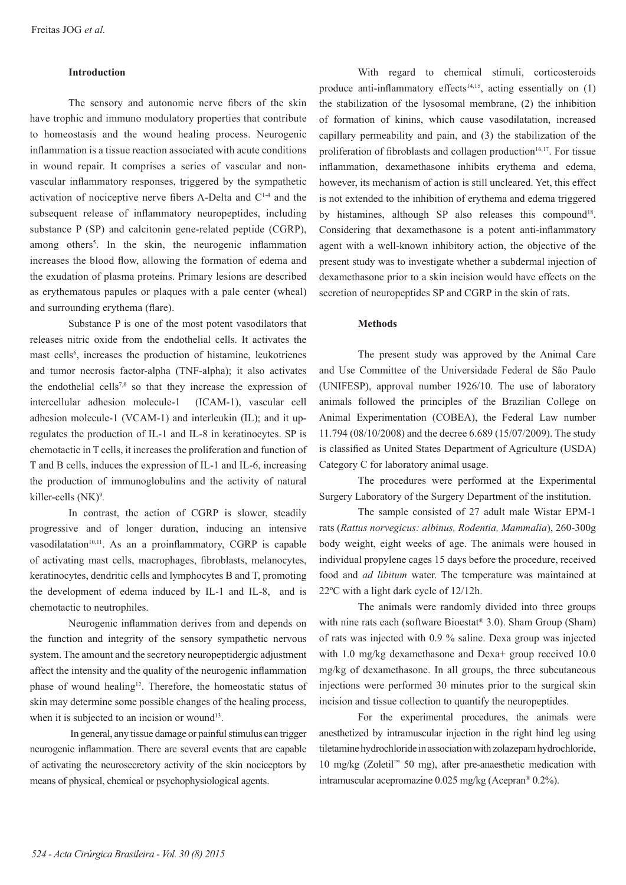## Introduction

The sensory and autonomic nerve fibers of the skin have trophic and immuno modulatory properties that contribute to homeostasis and the wound healing process. Neurogenic inflammation is a tissue reaction associated with acute conditions in wound repair. It comprises a series of vascular and non-vascular inflammatory responses, triggered by the sympathetic activation of nociceptive nerve fibers A-Delta and C[1-4] and the subsequent release of inflammatory neuropeptides, including substance P (SP) and calcitonin gene-related peptide (CGRP), among others[5]. In the skin, the neurogenic inflammation increases the blood flow, allowing the formation of edema and the exudation of plasma proteins. Primary lesions are described as erythematous papules or plaques with a pale center (wheal) and surrounding erythema (flare).

Substance P is one of the most potent vasodilators that releases nitric oxide from the endothelial cells. It activates the mast cells[6], increases the production of histamine, leukotrienes and tumor necrosis factor-alpha (TNF-alpha); it also activates the endothelial cells[7,8] so that they increase the expression of intercellular adhesion molecule-1 (ICAM-1), vascular cell adhesion molecule-1 (VCAM-1) and interleukin (IL); and it up-regulates the production of IL-1 and IL-8 in keratinocytes. SP is chemotactic in T cells, it increases the proliferation and function of T and B cells, induces the expression of IL-1 and IL-6, increasing the production of immunoglobulins and the activity of natural killer-cells (NK)[9].

In contrast, the action of CGRP is slower, steadily progressive and of longer duration, inducing an intensive vasodilatation[10,11]. As an a proinflammatory, CGRP is capable of activating mast cells, macrophages, fibroblasts, melanocytes, keratinocytes, dendritic cells and lymphocytes B and T, promoting the development of edema induced by IL-1 and IL-8, and is chemotactic to neutrophiles.

Neurogenic inflammation derives from and depends on the function and integrity of the sensory sympathetic nervous system. The amount and the secretory neuropeptidergic adjustment affect the intensity and the quality of the neurogenic inflammation phase of wound healing[12]. Therefore, the homeostatic status of skin may determine some possible changes of the healing process, when it is subjected to an incision or wound[13].

In general, any tissue damage or painful stimulus can trigger neurogenic inflammation. There are several events that are capable of activating the neurosecretory activity of the skin nociceptors by means of physical, chemical or psychophysiological agents.

With regard to chemical stimuli, corticosteroids produce anti-inflammatory effects[14,15], acting essentially on (1) the stabilization of the lysosomal membrane, (2) the inhibition of formation of kinins, which cause vasodilatation, increased capillary permeability and pain, and (3) the stabilization of the proliferation of fibroblasts and collagen production[16,17]. For tissue inflammation, dexamethasone inhibits erythema and edema, however, its mechanism of action is still uncleared. Yet, this effect is not extended to the inhibition of erythema and edema triggered by histamines, although SP also releases this compound[18]. Considering that dexamethasone is a potent anti-inflammatory agent with a well-known inhibitory action, the objective of the present study was to investigate whether a subdermal injection of dexamethasone prior to a skin incision would have effects on the secretion of neuropeptides SP and CGRP in the skin of rats.

## Methods

The present study was approved by the Animal Care and Use Committee of the Universidade Federal de São Paulo (UNIFESP), approval number 1926/10. The use of laboratory animals followed the principles of the Brazilian College on Animal Experimentation (COBEA), the Federal Law number 11.794 (08/10/2008) and the decree 6.689 (15/07/2009). The study is classified as United States Department of Agriculture (USDA) Category C for laboratory animal usage.

The procedures were performed at the Experimental Surgery Laboratory of the Surgery Department of the institution.

The sample consisted of 27 adult male Wistar EPM-1 rats (*Rattus norvegicus: albinus, Rodentia, Mammalia*), 260-300g body weight, eight weeks of age. The animals were housed in individual propylene cages 15 days before the procedure, received food and *ad libitum* water. The temperature was maintained at 22ºC with a light dark cycle of 12/12h.

The animals were randomly divided into three groups with nine rats each (software Bioestat® 3.0). Sham Group (Sham) of rats was injected with 0.9 % saline. Dexa group was injected with 1.0 mg/kg dexamethasone and Dexa+ group received 10.0 mg/kg of dexamethasone. In all groups, the three subcutaneous injections were performed 30 minutes prior to the surgical skin incision and tissue collection to quantify the neuropeptides.

For the experimental procedures, the animals were anesthetized by intramuscular injection in the right hind leg using tiletamine hydrochloride in association with zolazepam hydrochloride, 10 mg/kg (Zoletil™ 50 mg), after pre-anaesthetic medication with intramuscular acepromazine 0.025 mg/kg (Acepran® 0.2%).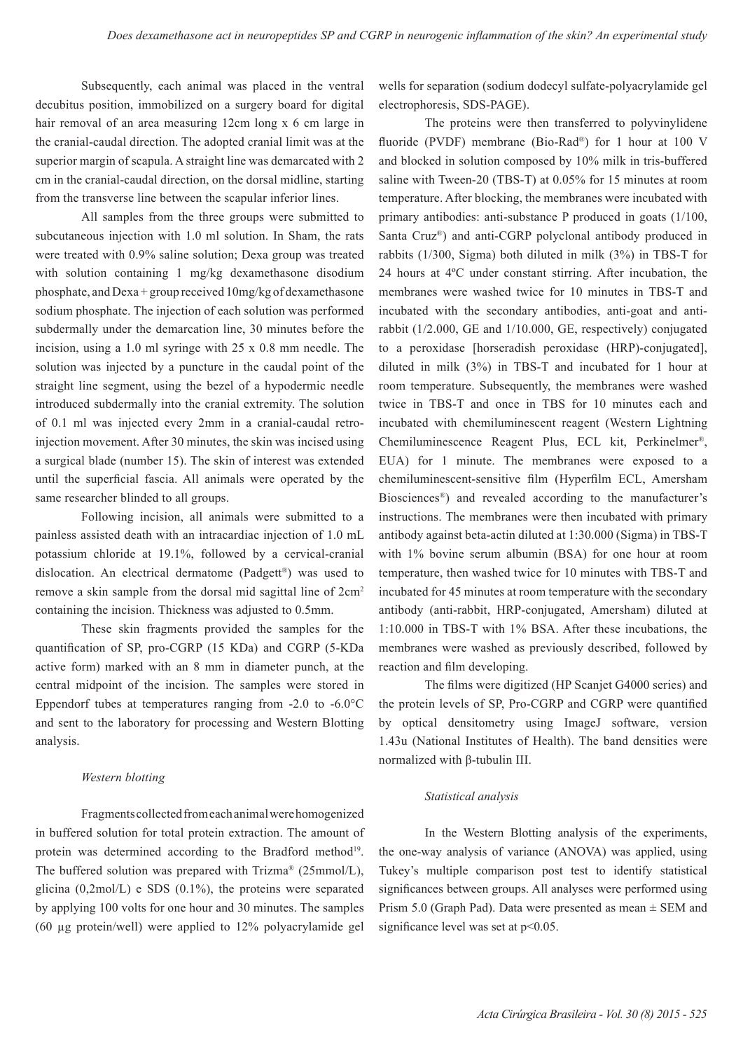Subsequently, each animal was placed in the ventral decubitus position, immobilized on a surgery board for digital hair removal of an area measuring 12cm long x 6 cm large in the cranial-caudal direction. The adopted cranial limit was at the superior margin of scapula. A straight line was demarcated with 2 cm in the cranial-caudal direction, on the dorsal midline, starting from the transverse line between the scapular inferior lines.

All samples from the three groups were submitted to subcutaneous injection with 1.0 ml solution. In Sham, the rats were treated with 0.9% saline solution; Dexa group was treated with solution containing 1 mg/kg dexamethasone disodium phosphate, and Dexa + group received 10mg/kg of dexamethasone sodium phosphate. The injection of each solution was performed subdermally under the demarcation line, 30 minutes before the incision, using a 1.0 ml syringe with 25 x 0.8 mm needle. The solution was injected by a puncture in the caudal point of the straight line segment, using the bezel of a hypodermic needle introduced subdermally into the cranial extremity. The solution of 0.1 ml was injected every 2mm in a cranial-caudal retro-injection movement. After 30 minutes, the skin was incised using a surgical blade (number 15). The skin of interest was extended until the superficial fascia. All animals were operated by the same researcher blinded to all groups.

Following incision, all animals were submitted to a painless assisted death with an intracardiac injection of 1.0 mL potassium chloride at 19.1%, followed by a cervical-cranial dislocation. An electrical dermatome (Padgett®) was used to remove a skin sample from the dorsal mid sagittal line of 2cm$^2$ containing the incision. Thickness was adjusted to 0.5mm.

These skin fragments provided the samples for the quantification of SP, pro-CGRP (15 KDa) and CGRP (5-KDa active form) marked with an 8 mm in diameter punch, at the central midpoint of the incision. The samples were stored in Eppendorf tubes at temperatures ranging from -2.0 to -6.0°C and sent to the laboratory for processing and Western Blotting analysis.

### *Western blotting*

Fragments collected from each animal were homogenized in buffered solution for total protein extraction. The amount of protein was determined according to the Bradford method[19]. The buffered solution was prepared with Trizma® (25mmol/L), glicina (0,2mol/L) e SDS (0.1%), the proteins were separated by applying 100 volts for one hour and 30 minutes. The samples (60 µg protein/well) were applied to 12% polyacrylamide gel wells for separation (sodium dodecyl sulfate-polyacrylamide gel electrophoresis, SDS-PAGE).

The proteins were then transferred to polyvinylidene fluoride (PVDF) membrane (Bio-Rad®) for 1 hour at 100 V and blocked in solution composed by 10% milk in tris-buffered saline with Tween-20 (TBS-T) at 0.05% for 15 minutes at room temperature. After blocking, the membranes were incubated with primary antibodies: anti-substance P produced in goats (1/100, Santa Cruz®) and anti-CGRP polyclonal antibody produced in rabbits (1/300, Sigma) both diluted in milk (3%) in TBS-T for 24 hours at 4ºC under constant stirring. After incubation, the membranes were washed twice for 10 minutes in TBS-T and incubated with the secondary antibodies, anti-goat and anti-rabbit (1/2.000, GE and 1/10.000, GE, respectively) conjugated to a peroxidase [horseradish peroxidase (HRP)-conjugated], diluted in milk (3%) in TBS-T and incubated for 1 hour at room temperature. Subsequently, the membranes were washed twice in TBS-T and once in TBS for 10 minutes each and incubated with chemiluminescent reagent (Western Lightning Chemiluminescence Reagent Plus, ECL kit, Perkinelmer®, EUA) for 1 minute. The membranes were exposed to a chemiluminescent-sensitive film (Hyperfilm ECL, Amersham Biosciences®) and revealed according to the manufacturer's instructions. The membranes were then incubated with primary antibody against beta-actin diluted at 1:30.000 (Sigma) in TBS-T with 1% bovine serum albumin (BSA) for one hour at room temperature, then washed twice for 10 minutes with TBS-T and incubated for 45 minutes at room temperature with the secondary antibody (anti-rabbit, HRP-conjugated, Amersham) diluted at 1:10.000 in TBS-T with 1% BSA. After these incubations, the membranes were washed as previously described, followed by reaction and film developing.

The films were digitized (HP Scanjet G4000 series) and the protein levels of SP, Pro-CGRP and CGRP were quantified by optical densitometry using ImageJ software, version 1.43u (National Institutes of Health). The band densities were normalized with β-tubulin III.

### *Statistical analysis*

In the Western Blotting analysis of the experiments, the one-way analysis of variance (ANOVA) was applied, using Tukey's multiple comparison post test to identify statistical significances between groups. All analyses were performed using Prism 5.0 (Graph Pad). Data were presented as mean ± SEM and significance level was set at $p<0.05$.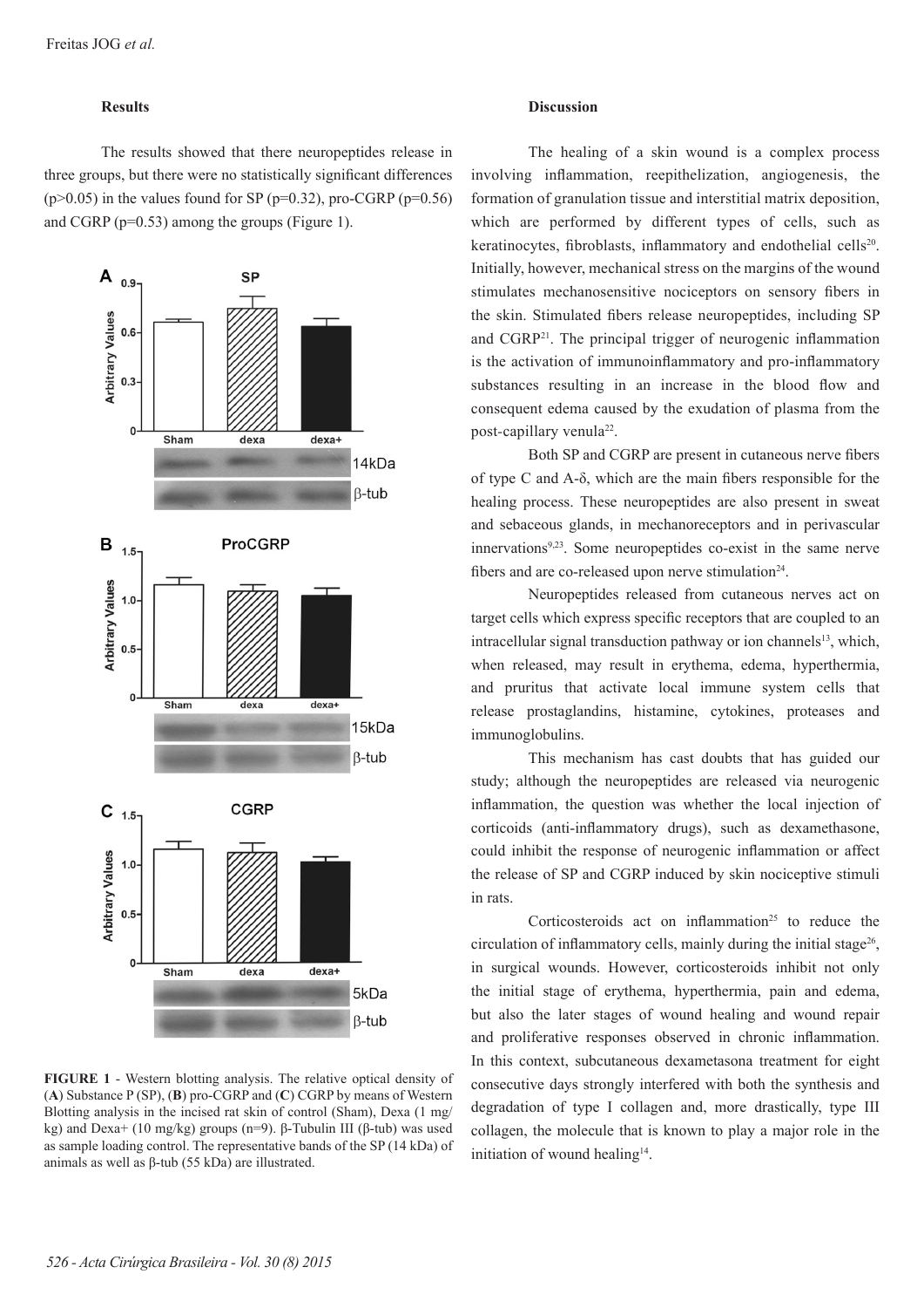## Results

The results showed that there neuropeptides release in three groups, but there were no statistically significant differences ($p>0.05$) in the values found for SP ($p=0.32$), pro-CGRP ($p=0.56$) and CGRP ($p=0.53$) among the groups (Figure 1).

**FIGURE 1** - Western blotting analysis. The relative optical density of (**A**) Substance P (SP), (**B**) pro-CGRP and (**C**) CGRP by means of Western Blotting analysis in the incised rat skin of control (Sham), Dexa (1 mg/kg) and Dexa+ (10 mg/kg) groups (n=9). β-Tubulin III (β-tub) was used as sample loading control. The representative bands of the SP (14 kDa) of animals as well as β-tub (55 kDa) are illustrated.

## Discussion

The healing of a skin wound is a complex process involving inflammation, reepithelization, angiogenesis, the formation of granulation tissue and interstitial matrix deposition, which are performed by different types of cells, such as keratinocytes, fibroblasts, inflammatory and endothelial cells[20]. Initially, however, mechanical stress on the margins of the wound stimulates mechanosensitive nociceptors on sensory fibers in the skin. Stimulated fibers release neuropeptides, including SP and CGRP[21]. The principal trigger of neurogenic inflammation is the activation of immunoinflammatory and pro-inflammatory substances resulting in an increase in the blood flow and consequent edema caused by the exudation of plasma from the post-capillary venula[22].

Both SP and CGRP are present in cutaneous nerve fibers of type C and A-δ, which are the main fibers responsible for the healing process. These neuropeptides are also present in sweat and sebaceous glands, in mechanoreceptors and in perivascular innervations[9,23]. Some neuropeptides co-exist in the same nerve fibers and are co-released upon nerve stimulation[24].

Neuropeptides released from cutaneous nerves act on target cells which express specific receptors that are coupled to an intracellular signal transduction pathway or ion channels[13], which, when released, may result in erythema, edema, hyperthermia, and pruritus that activate local immune system cells that release prostaglandins, histamine, cytokines, proteases and immunoglobulins.

This mechanism has cast doubts that has guided our study; although the neuropeptides are released via neurogenic inflammation, the question was whether the local injection of corticoids (anti-inflammatory drugs), such as dexamethasone, could inhibit the response of neurogenic inflammation or affect the release of SP and CGRP induced by skin nociceptive stimuli in rats.

Corticosteroids act on inflammation[25] to reduce the circulation of inflammatory cells, mainly during the initial stage[26], in surgical wounds. However, corticosteroids inhibit not only the initial stage of erythema, hyperthermia, pain and edema, but also the later stages of wound healing and wound repair and proliferative responses observed in chronic inflammation. In this context, subcutaneous dexametasona treatment for eight consecutive days strongly interfered with both the synthesis and degradation of type I collagen and, more drastically, type III collagen, the molecule that is known to play a major role in the initiation of wound healing[14].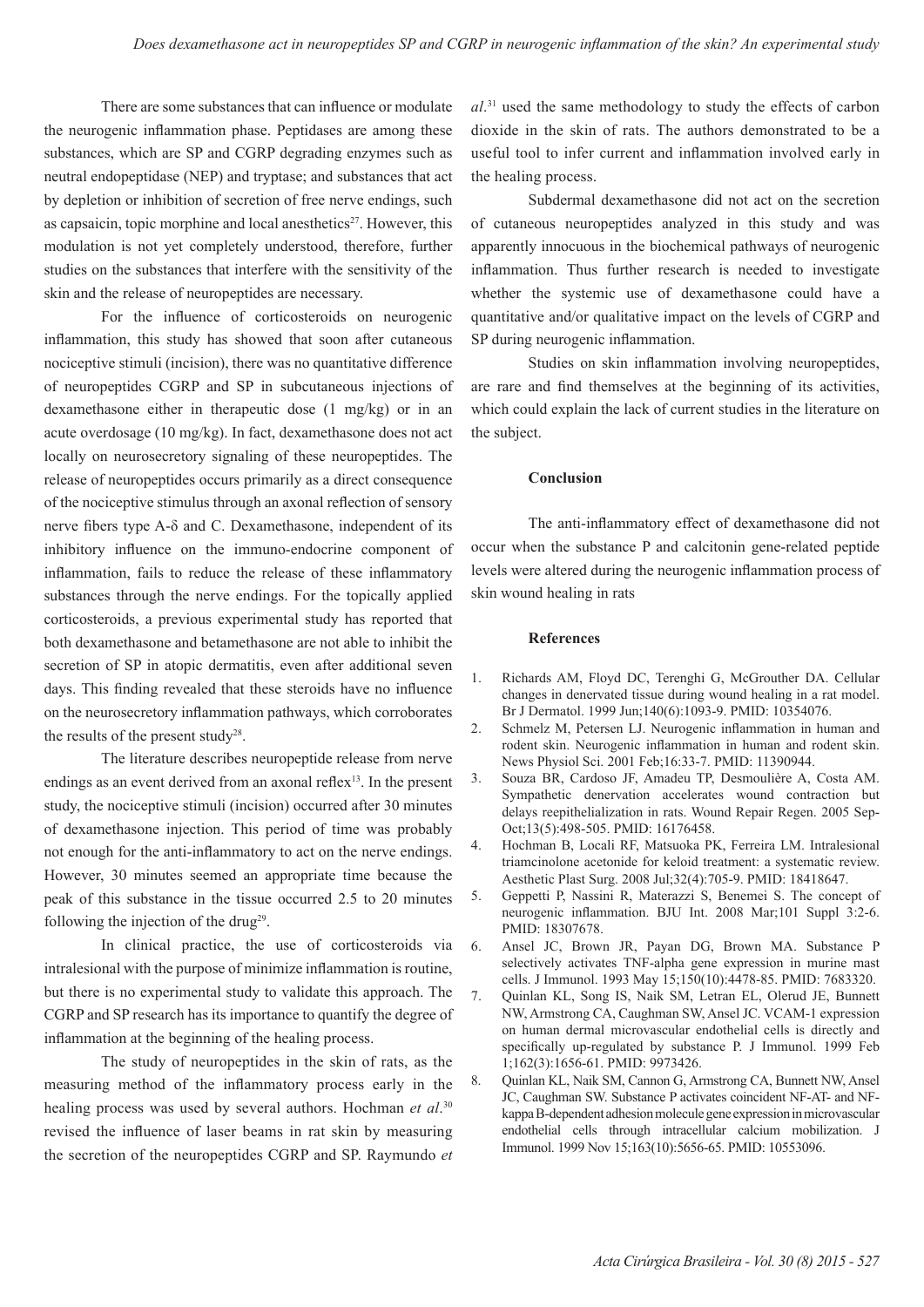There are some substances that can influence or modulate the neurogenic inflammation phase. Peptidases are among these substances, which are SP and CGRP degrading enzymes such as neutral endopeptidase (NEP) and tryptase; and substances that act by depletion or inhibition of secretion of free nerve endings, such as capsaicin, topic morphine and local anesthetics[27]. However, this modulation is not yet completely understood, therefore, further studies on the substances that interfere with the sensitivity of the skin and the release of neuropeptides are necessary.

For the influence of corticosteroids on neurogenic inflammation, this study has showed that soon after cutaneous nociceptive stimuli (incision), there was no quantitative difference of neuropeptides CGRP and SP in subcutaneous injections of dexamethasone either in therapeutic dose (1 mg/kg) or in an acute overdosage (10 mg/kg). In fact, dexamethasone does not act locally on neurosecretory signaling of these neuropeptides. The release of neuropeptides occurs primarily as a direct consequence of the nociceptive stimulus through an axonal reflection of sensory nerve fibers type A-δ and C. Dexamethasone, independent of its inhibitory influence on the immuno-endocrine component of inflammation, fails to reduce the release of these inflammatory substances through the nerve endings. For the topically applied corticosteroids, a previous experimental study has reported that both dexamethasone and betamethasone are not able to inhibit the secretion of SP in atopic dermatitis, even after additional seven days. This finding revealed that these steroids have no influence on the neurosecretory inflammation pathways, which corroborates the results of the present study[28].

The literature describes neuropeptide release from nerve endings as an event derived from an axonal reflex[13]. In the present study, the nociceptive stimuli (incision) occurred after 30 minutes of dexamethasone injection. This period of time was probably not enough for the anti-inflammatory to act on the nerve endings. However, 30 minutes seemed an appropriate time because the peak of this substance in the tissue occurred 2.5 to 20 minutes following the injection of the drug[29].

In clinical practice, the use of corticosteroids via intralesional with the purpose of minimize inflammation is routine, but there is no experimental study to validate this approach. The CGRP and SP research has its importance to quantify the degree of inflammation at the beginning of the healing process.

The study of neuropeptides in the skin of rats, as the measuring method of the inflammatory process early in the healing process was used by several authors. Hochman *et al*.[30] revised the influence of laser beams in rat skin by measuring the secretion of the neuropeptides CGRP and SP. Raymundo *et al*.[31] used the same methodology to study the effects of carbon dioxide in the skin of rats. The authors demonstrated to be a useful tool to infer current and inflammation involved early in the healing process.

Subdermal dexamethasone did not act on the secretion of cutaneous neuropeptides analyzed in this study and was apparently innocuous in the biochemical pathways of neurogenic inflammation. Thus further research is needed to investigate whether the systemic use of dexamethasone could have a quantitative and/or qualitative impact on the levels of CGRP and SP during neurogenic inflammation.

Studies on skin inflammation involving neuropeptides, are rare and find themselves at the beginning of its activities, which could explain the lack of current studies in the literature on the subject.

## Conclusion

The anti-inflammatory effect of dexamethasone did not occur when the substance P and calcitonin gene-related peptide levels were altered during the neurogenic inflammation process of skin wound healing in rats

## References

1. Richards AM, Floyd DC, Terenghi G, McGrouther DA. Cellular changes in denervated tissue during wound healing in a rat model. Br J Dermatol. 1999 Jun;140(6):1093-9. PMID: 10354076.
2. Schmelz M, Petersen LJ. Neurogenic inflammation in human and rodent skin. Neurogenic inflammation in human and rodent skin. News Physiol Sci. 2001 Feb;16:33-7. PMID: 11390944.
3. Souza BR, Cardoso JF, Amadeu TP, Desmoulière A, Costa AM. Sympathetic denervation accelerates wound contraction but delays reepithelialization in rats. Wound Repair Regen. 2005 Sep-Oct;13(5):498-505. PMID: 16176458.
4. Hochman B, Locali RF, Matsuoka PK, Ferreira LM. Intralesional triamcinolone acetonide for keloid treatment: a systematic review. Aesthetic Plast Surg. 2008 Jul;32(4):705-9. PMID: 18418647.
5. Geppetti P, Nassini R, Materazzi S, Benemei S. The concept of neurogenic inflammation. BJU Int. 2008 Mar;101 Suppl 3:2-6. PMID: 18307678.
6. Ansel JC, Brown JR, Payan DG, Brown MA. Substance P selectively activates TNF-alpha gene expression in murine mast cells. J Immunol. 1993 May 15;150(10):4478-85. PMID: 7683320.
7. Quinlan KL, Song IS, Naik SM, Letran EL, Olerud JE, Bunnett NW, Armstrong CA, Caughman SW, Ansel JC. VCAM-1 expression on human dermal microvascular endothelial cells is directly and specifically up-regulated by substance P. J Immunol. 1999 Feb 1;162(3):1656-61. PMID: 9973426.
8. Quinlan KL, Naik SM, Cannon G, Armstrong CA, Bunnett NW, Ansel JC, Caughman SW. Substance P activates coincident NF-AT- and NF-kappa B-dependent adhesion molecule gene expression in microvascular endothelial cells through intracellular calcium mobilization. J Immunol. 1999 Nov 15;163(10):5656-65. PMID: 10553096.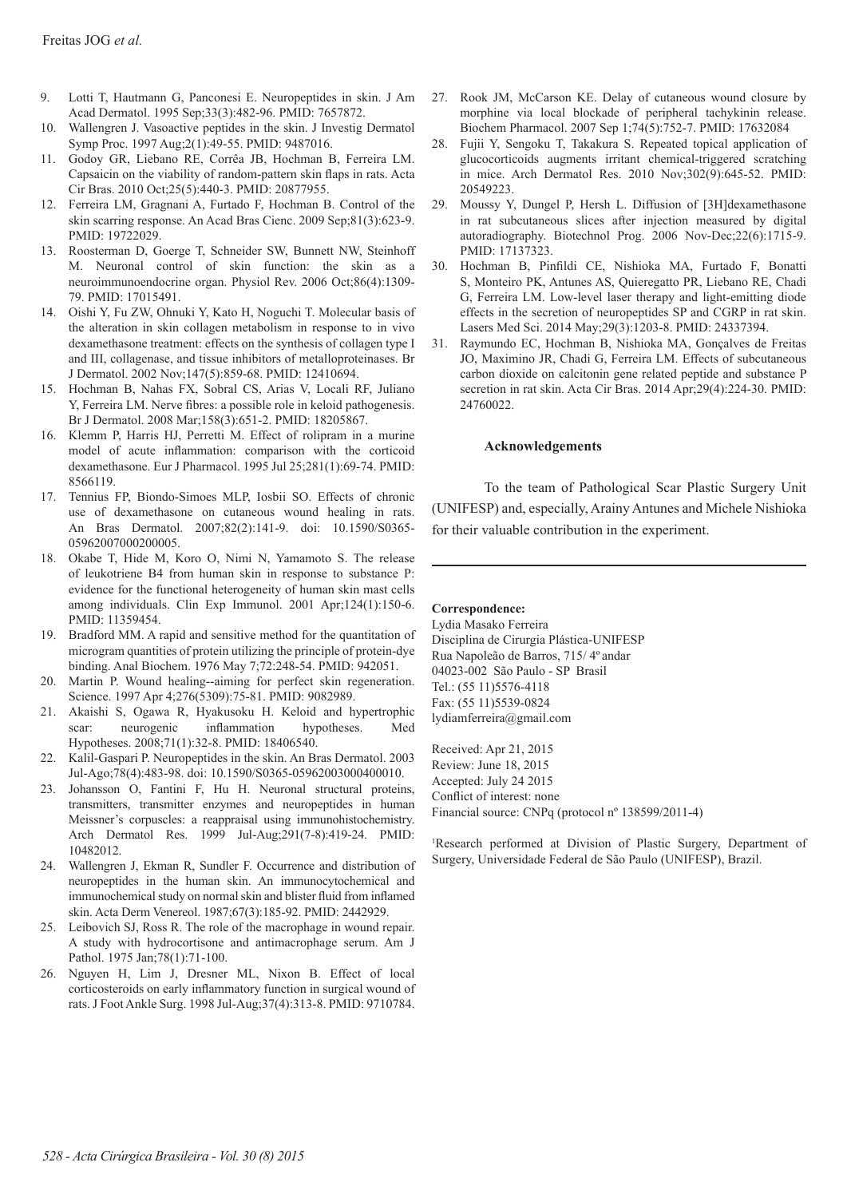9. Lotti T, Hautmann G, Panconesi E. Neuropeptides in skin. J Am Acad Dermatol. 1995 Sep;33(3):482-96. PMID: 7657872.
10. Wallengren J. Vasoactive peptides in the skin. J Investig Dermatol Symp Proc. 1997 Aug;2(1):49-55. PMID: 9487016.
11. Godoy GR, Liebano RE, Corrêa JB, Hochman B, Ferreira LM. Capsaicin on the viability of random-pattern skin flaps in rats. Acta Cir Bras. 2010 Oct;25(5):440-3. PMID: 20877955.
12. Ferreira LM, Gragnani A, Furtado F, Hochman B. Control of the skin scarring response. An Acad Bras Cienc. 2009 Sep;81(3):623-9. PMID: 19722029.
13. Roosterman D, Goerge T, Schneider SW, Bunnett NW, Steinhoff M. Neuronal control of skin function: the skin as a neuroimmunoendocrine organ. Physiol Rev. 2006 Oct;86(4):1309-79. PMID: 17015491.
14. Oishi Y, Fu ZW, Ohnuki Y, Kato H, Noguchi T. Molecular basis of the alteration in skin collagen metabolism in response to in vivo dexamethasone treatment: effects on the synthesis of collagen type I and III, collagenase, and tissue inhibitors of metalloproteinases. Br J Dermatol. 2002 Nov;147(5):859-68. PMID: 12410694.
15. Hochman B, Nahas FX, Sobral CS, Arias V, Locali RF, Juliano Y, Ferreira LM. Nerve fibres: a possible role in keloid pathogenesis. Br J Dermatol. 2008 Mar;158(3):651-2. PMID: 18205867.
16. Klemm P, Harris HJ, Perretti M. Effect of rolipram in a murine model of acute inflammation: comparison with the corticoid dexamethasone. Eur J Pharmacol. 1995 Jul 25;281(1):69-74. PMID: 8566119.
17. Tennius FP, Biondo-Simoes MLP, Iosbii SO. Effects of chronic use of dexamethasone on cutaneous wound healing in rats. An Bras Dermatol. 2007;82(2):141-9. doi: 10.1590/S0365-05962007000200005.
18. Okabe T, Hide M, Koro O, Nimi N, Yamamoto S. The release of leukotriene B4 from human skin in response to substance P: evidence for the functional heterogeneity of human skin mast cells among individuals. Clin Exp Immunol. 2001 Apr;124(1):150-6. PMID: 11359454.
19. Bradford MM. A rapid and sensitive method for the quantitation of microgram quantities of protein utilizing the principle of protein-dye binding. Anal Biochem. 1976 May 7;72:248-54. PMID: 942051.
20. Martin P. Wound healing--aiming for perfect skin regeneration. Science. 1997 Apr 4;276(5309):75-81. PMID: 9082989.
21. Akaishi S, Ogawa R, Hyakusoku H. Keloid and hypertrophic scar: neurogenic inflammation hypotheses. Med Hypotheses. 2008;71(1):32-8. PMID: 18406540.
22. Kalil-Gaspari P. Neuropeptides in the skin. An Bras Dermatol. 2003 Jul-Ago;78(4):483-98. doi: 10.1590/S0365-05962003000400010.
23. Johansson O, Fantini F, Hu H. Neuronal structural proteins, transmitters, transmitter enzymes and neuropeptides in human Meissner's corpuscles: a reappraisal using immunohistochemistry. Arch Dermatol Res. 1999 Jul-Aug;291(7-8):419-24. PMID: 10482012.
24. Wallengren J, Ekman R, Sundler F. Occurrence and distribution of neuropeptides in the human skin. An immunocytochemical and immunochemical study on normal skin and blister fluid from inflamed skin. Acta Derm Venereol. 1987;67(3):185-92. PMID: 2442929.
25. Leibovich SJ, Ross R. The role of the macrophage in wound repair. A study with hydrocortisone and antimacrophage serum. Am J Pathol. 1975 Jan;78(1):71-100.
26. Nguyen H, Lim J, Dresner ML, Nixon B. Effect of local corticosteroids on early inflammatory function in surgical wound of rats. J Foot Ankle Surg. 1998 Jul-Aug;37(4):313-8. PMID: 9710784.
27. Rook JM, McCarson KE. Delay of cutaneous wound closure by morphine via local blockade of peripheral tachykinin release. Biochem Pharmacol. 2007 Sep 1;74(5):752-7. PMID: 17632084
28. Fujii Y, Sengoku T, Takakura S. Repeated topical application of glucocorticoids augments irritant chemical-triggered scratching in mice. Arch Dermatol Res. 2010 Nov;302(9):645-52. PMID: 20549223.
29. Moussy Y, Dungel P, Hersh L. Diffusion of [3H]dexamethasone in rat subcutaneous slices after injection measured by digital autoradiography. Biotechnol Prog. 2006 Nov-Dec;22(6):1715-9. PMID: 17137323.
30. Hochman B, Pinfildi CE, Nishioka MA, Furtado F, Bonatti S, Monteiro PK, Antunes AS, Quieregatto PR, Liebano RE, Chadi G, Ferreira LM. Low-level laser therapy and light-emitting diode effects in the secretion of neuropeptides SP and CGRP in rat skin. Lasers Med Sci. 2014 May;29(3):1203-8. PMID: 24337394.
31. Raymundo EC, Hochman B, Nishioka MA, Gonçalves de Freitas JO, Maximino JR, Chadi G, Ferreira LM. Effects of subcutaneous carbon dioxide on calcitonin gene related peptide and substance P secretion in rat skin. Acta Cir Bras. 2014 Apr;29(4):224-30. PMID: 24760022.

#### Acknowledgements

To the team of Pathological Scar Plastic Surgery Unit (UNIFESP) and, especially, Arainy Antunes and Michele Nishioka for their valuable contribution in the experiment.

---

**Correspondence:**
Lydia Masako Ferreira
Disciplina de Cirurgia Plástica-UNIFESP
Rua Napoleão de Barros, 715/ 4º andar
04023-002 São Paulo - SP Brasil
Tel.: (55 11)5576-4118
Fax: (55 11)5539-0824
lydiamferreira@gmail.com

Received: Apr 21, 2015
Review: June 18, 2015
Accepted: July 24 2015
Conflict of interest: none
Financial source: CNPq (protocol nº 138599/2011-4)

[1]Research performed at Division of Plastic Surgery, Department of Surgery, Universidade Federal de São Paulo (UNIFESP), Brazil.